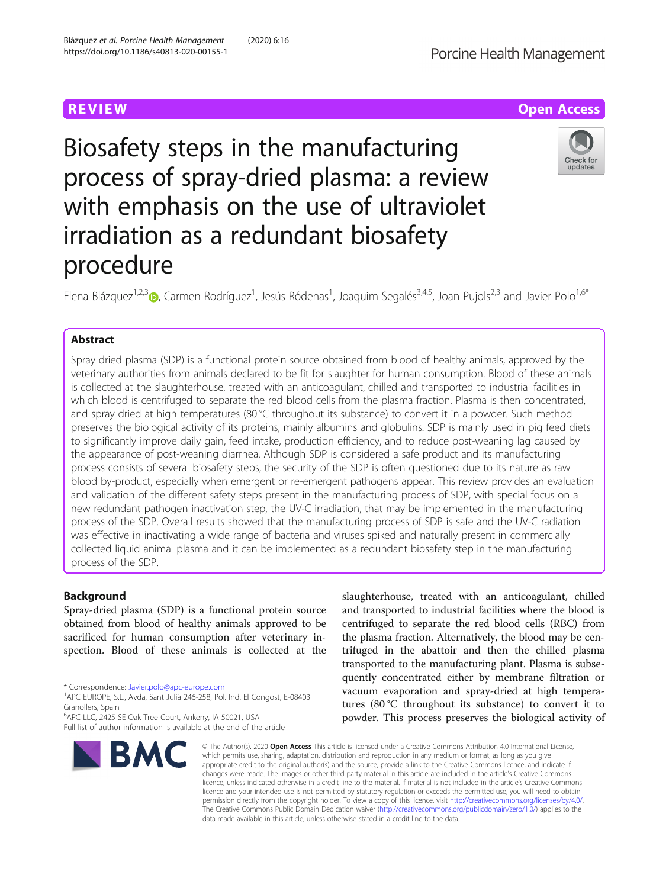REVIEW

Open Access

# Biosafety steps in the manufacturing process of spray-dried plasma: a review with emphasis on the use of ultraviolet irradiation as a redundant biosafety procedure

Elena Blázquez[1,2,3], Carmen Rodríguez[1], Jesús Ródenas[1], Joaquim Segalés[3,4,5], Joan Pujols[2,3] and Javier Polo[1,6*]

## Abstract

Spray dried plasma (SDP) is a functional protein source obtained from blood of healthy animals, approved by the veterinary authorities from animals declared to be fit for slaughter for human consumption. Blood of these animals is collected at the slaughterhouse, treated with an anticoagulant, chilled and transported to industrial facilities in which blood is centrifuged to separate the red blood cells from the plasma fraction. Plasma is then concentrated, and spray dried at high temperatures (80 °C throughout its substance) to convert it in a powder. Such method preserves the biological activity of its proteins, mainly albumins and globulins. SDP is mainly used in pig feed diets to significantly improve daily gain, feed intake, production efficiency, and to reduce post-weaning lag caused by the appearance of post-weaning diarrhea. Although SDP is considered a safe product and its manufacturing process consists of several biosafety steps, the security of the SDP is often questioned due to its nature as raw blood by-product, especially when emergent or re-emergent pathogens appear. This review provides an evaluation and validation of the different safety steps present in the manufacturing process of SDP, with special focus on a new redundant pathogen inactivation step, the UV-C irradiation, that may be implemented in the manufacturing process of the SDP. Overall results showed that the manufacturing process of SDP is safe and the UV-C radiation was effective in inactivating a wide range of bacteria and viruses spiked and naturally present in commercially collected liquid animal plasma and it can be implemented as a redundant biosafety step in the manufacturing process of the SDP.

## Background

Spray-dried plasma (SDP) is a functional protein source obtained from blood of healthy animals approved to be sacrificed for human consumption after veterinary inspection. Blood of these animals is collected at the slaughterhouse, treated with an anticoagulant, chilled and transported to industrial facilities where the blood is centrifuged to separate the red blood cells (RBC) from the plasma fraction. Alternatively, the blood may be centrifuged in the abattoir and then the chilled plasma transported to the manufacturing plant. Plasma is subsequently concentrated either by membrane filtration or vacuum evaporation and spray-dried at high temperatures (80 °C throughout its substance) to convert it to powder. This process preserves the biological activity of

\* Correspondence: Javier.polo@apc-europe.com
[1]APC EUROPE, S.L., Avda, Sant Julià 246-258, Pol. Ind. El Congost, E-08403 Granollers, Spain
[6]APC LLC, 2425 SE Oak Tree Court, Ankeny, IA 50021, USA
Full list of author information is available at the end of the article

© The Author(s). 2020 **Open Access** This article is licensed under a Creative Commons Attribution 4.0 International License, which permits use, sharing, adaptation, distribution and reproduction in any medium or format, as long as you give appropriate credit to the original author(s) and the source, provide a link to the Creative Commons licence, and indicate if changes were made. The images or other third party material in this article are included in the article's Creative Commons licence, unless indicated otherwise in a credit line to the material. If material is not included in the article's Creative Commons licence and your intended use is not permitted by statutory regulation or exceeds the permitted use, you will need to obtain permission directly from the copyright holder. To view a copy of this licence, visit http://creativecommons.org/licenses/by/4.0/. The Creative Commons Public Domain Dedication waiver (http://creativecommons.org/publicdomain/zero/1.0/) applies to the data made available in this article, unless otherwise stated in a credit line to the data.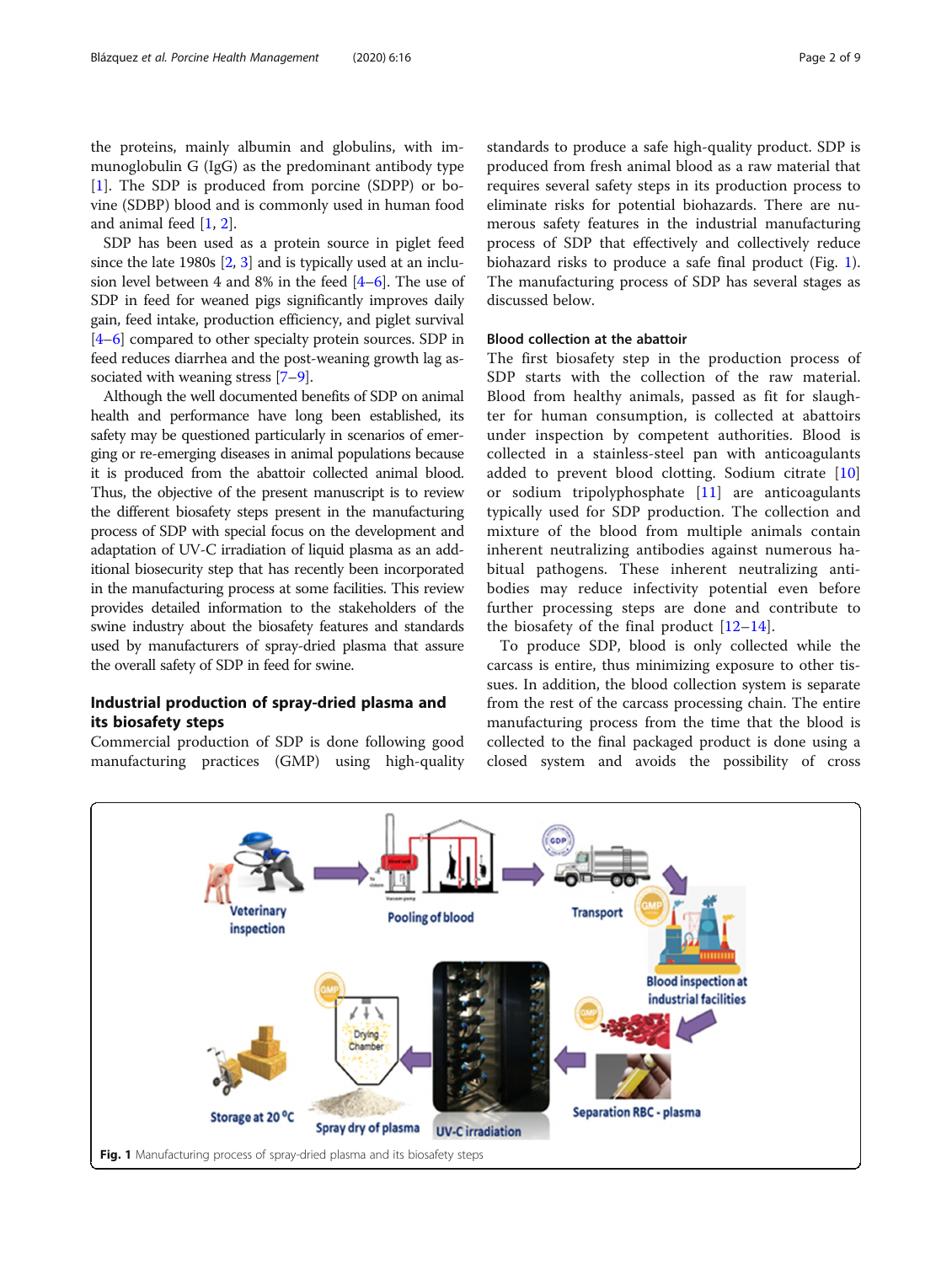the proteins, mainly albumin and globulins, with immunoglobulin G (IgG) as the predominant antibody type [1]. The SDP is produced from porcine (SDPP) or bovine (SDBP) blood and is commonly used in human food and animal feed [1, 2].

SDP has been used as a protein source in piglet feed since the late 1980s [2, 3] and is typically used at an inclusion level between 4 and 8% in the feed [4–6]. The use of SDP in feed for weaned pigs significantly improves daily gain, feed intake, production efficiency, and piglet survival [4–6] compared to other specialty protein sources. SDP in feed reduces diarrhea and the post-weaning growth lag associated with weaning stress [7–9].

Although the well documented benefits of SDP on animal health and performance have long been established, its safety may be questioned particularly in scenarios of emerging or re-emerging diseases in animal populations because it is produced from the abattoir collected animal blood. Thus, the objective of the present manuscript is to review the different biosafety steps present in the manufacturing process of SDP with special focus on the development and adaptation of UV-C irradiation of liquid plasma as an additional biosecurity step that has recently been incorporated in the manufacturing process at some facilities. This review provides detailed information to the stakeholders of the swine industry about the biosafety features and standards used by manufacturers of spray-dried plasma that assure the overall safety of SDP in feed for swine.

## Industrial production of spray-dried plasma and its biosafety steps

Commercial production of SDP is done following good manufacturing practices (GMP) using high-quality standards to produce a safe high-quality product. SDP is produced from fresh animal blood as a raw material that requires several safety steps in its production process to eliminate risks for potential biohazards. There are numerous safety features in the industrial manufacturing process of SDP that effectively and collectively reduce biohazard risks to produce a safe final product (Fig. 1). The manufacturing process of SDP has several stages as discussed below.

### Blood collection at the abattoir

The first biosafety step in the production process of SDP starts with the collection of the raw material. Blood from healthy animals, passed as fit for slaughter for human consumption, is collected at abattoirs under inspection by competent authorities. Blood is collected in a stainless-steel pan with anticoagulants added to prevent blood clotting. Sodium citrate [10] or sodium tripolyphosphate [11] are anticoagulants typically used for SDP production. The collection and mixture of the blood from multiple animals contain inherent neutralizing antibodies against numerous habitual pathogens. These inherent neutralizing antibodies may reduce infectivity potential even before further processing steps are done and contribute to the biosafety of the final product [12–14].

To produce SDP, blood is only collected while the carcass is entire, thus minimizing exposure to other tissues. In addition, the blood collection system is separate from the rest of the carcass processing chain. The entire manufacturing process from the time that the blood is collected to the final packaged product is done using a closed system and avoids the possibility of cross

**Fig. 1** Manufacturing process of spray-dried plasma and its biosafety steps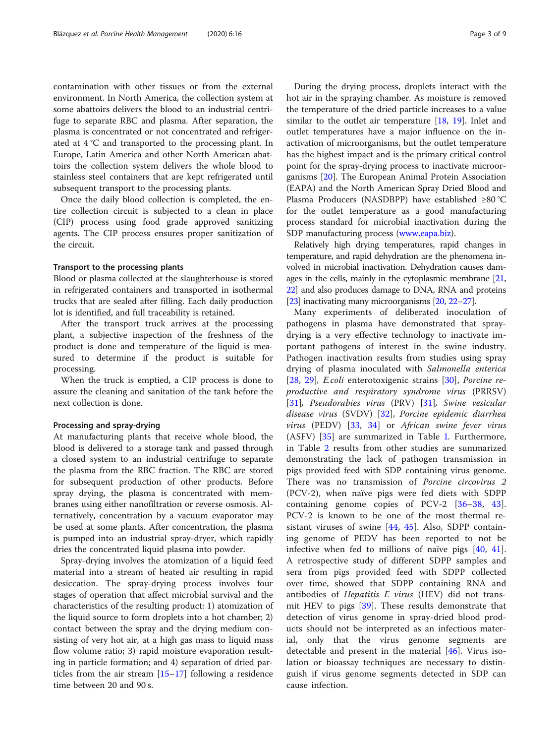contamination with other tissues or from the external environment. In North America, the collection system at some abattoirs delivers the blood to an industrial centrifuge to separate RBC and plasma. After separation, the plasma is concentrated or not concentrated and refrigerated at 4 °C and transported to the processing plant. In Europe, Latin America and other North American abattoirs the collection system delivers the whole blood to stainless steel containers that are kept refrigerated until subsequent transport to the processing plants.

Once the daily blood collection is completed, the entire collection circuit is subjected to a clean in place (CIP) process using food grade approved sanitizing agents. The CIP process ensures proper sanitization of the circuit.

#### Transport to the processing plants

Blood or plasma collected at the slaughterhouse is stored in refrigerated containers and transported in isothermal trucks that are sealed after filling. Each daily production lot is identified, and full traceability is retained.

After the transport truck arrives at the processing plant, a subjective inspection of the freshness of the product is done and temperature of the liquid is measured to determine if the product is suitable for processing.

When the truck is emptied, a CIP process is done to assure the cleaning and sanitation of the tank before the next collection is done.

#### Processing and spray-drying

At manufacturing plants that receive whole blood, the blood is delivered to a storage tank and passed through a closed system to an industrial centrifuge to separate the plasma from the RBC fraction. The RBC are stored for subsequent production of other products. Before spray drying, the plasma is concentrated with membranes using either nanofiltration or reverse osmosis. Alternatively, concentration by a vacuum evaporator may be used at some plants. After concentration, the plasma is pumped into an industrial spray-dryer, which rapidly dries the concentrated liquid plasma into powder.

Spray-drying involves the atomization of a liquid feed material into a stream of heated air resulting in rapid desiccation. The spray-drying process involves four stages of operation that affect microbial survival and the characteristics of the resulting product: 1) atomization of the liquid source to form droplets into a hot chamber; 2) contact between the spray and the drying medium consisting of very hot air, at a high gas mass to liquid mass flow volume ratio; 3) rapid moisture evaporation resulting in particle formation; and 4) separation of dried particles from the air stream [15–17] following a residence time between 20 and 90 s.

During the drying process, droplets interact with the hot air in the spraying chamber. As moisture is removed the temperature of the dried particle increases to a value similar to the outlet air temperature [18, 19]. Inlet and outlet temperatures have a major influence on the inactivation of microorganisms, but the outlet temperature has the highest impact and is the primary critical control point for the spray-drying process to inactivate microorganisms [20]. The European Animal Protein Association (EAPA) and the North American Spray Dried Blood and Plasma Producers (NASDBPP) have established ≥80 °C for the outlet temperature as a good manufacturing process standard for microbial inactivation during the SDP manufacturing process (www.eapa.biz).

Relatively high drying temperatures, rapid changes in temperature, and rapid dehydration are the phenomena involved in microbial inactivation. Dehydration causes damages in the cells, mainly in the cytoplasmic membrane [21, 22] and also produces damage to DNA, RNA and proteins [23] inactivating many microorganisms [20, 22–27].

Many experiments of deliberated inoculation of pathogens in plasma have demonstrated that spray-drying is a very effective technology to inactivate important pathogens of interest in the swine industry. Pathogen inactivation results from studies using spray drying of plasma inoculated with *Salmonella enterica* [28, 29], *E.coli* enterotoxigenic strains [30], *Porcine reproductive and respiratory syndrome virus* (PRRSV) [31], *Pseudorabies virus* (PRV) [31], *Swine vesicular disease virus* (SVDV) [32], *Porcine epidemic diarrhea virus* (PEDV) [33, 34] or *African swine fever virus* (ASFV) [35] are summarized in Table 1. Furthermore, in Table 2 results from other studies are summarized demonstrating the lack of pathogen transmission in pigs provided feed with SDP containing virus genome. There was no transmission of *Porcine circovirus 2* (PCV-2), when naïve pigs were fed diets with SDPP containing genome copies of PCV-2 [36–38, 43]. PCV-2 is known to be one of the most thermal resistant viruses of swine [44, 45]. Also, SDPP containing genome of PEDV has been reported to not be infective when fed to millions of naïve pigs [40, 41]. A retrospective study of different SDPP samples and sera from pigs provided feed with SDPP collected over time, showed that SDPP containing RNA and antibodies of *Hepatitis E virus* (HEV) did not transmit HEV to pigs [39]. These results demonstrate that detection of virus genome in spray-dried blood products should not be interpreted as an infectious material, only that the virus genome segments are detectable and present in the material [46]. Virus isolation or bioassay techniques are necessary to distinguish if virus genome segments detected in SDP can cause infection.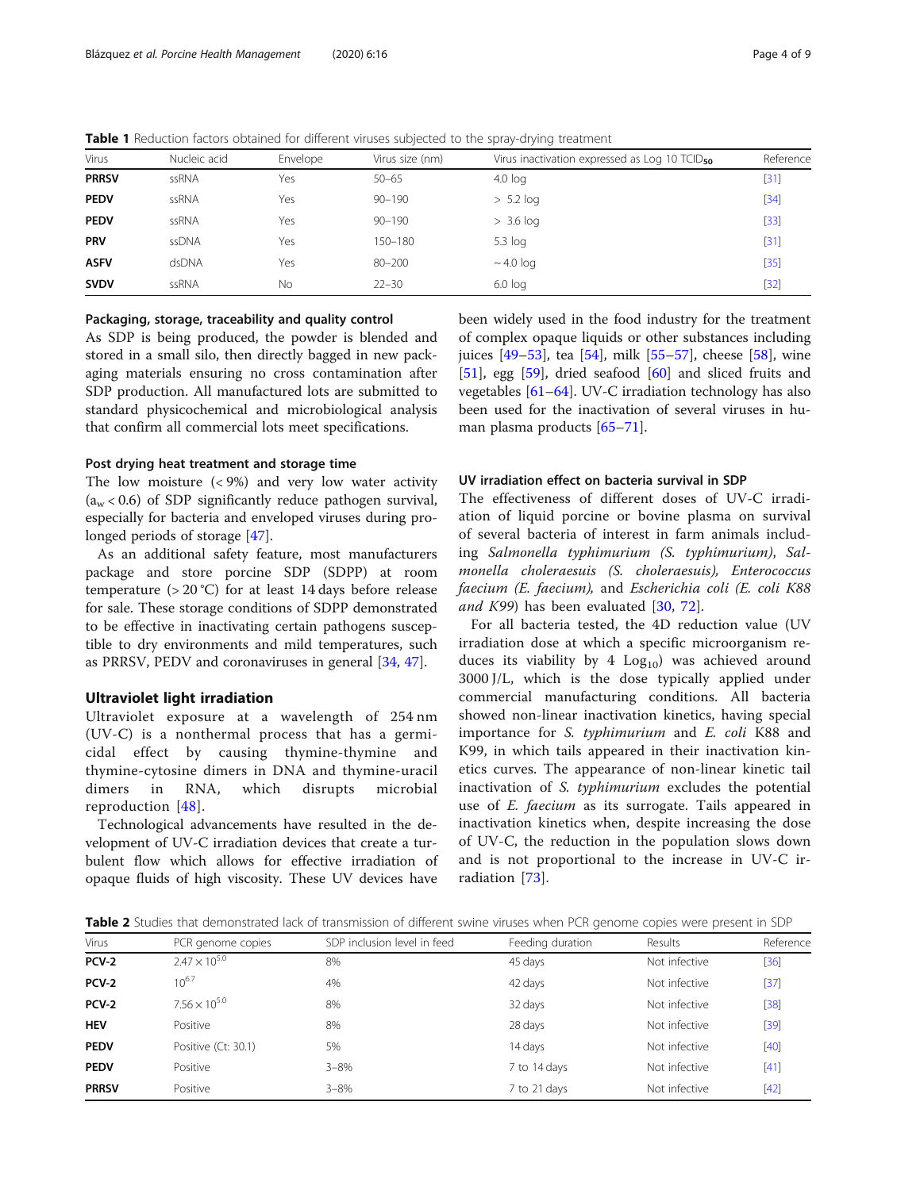**Table 1** Reduction factors obtained for different viruses subjected to the spray-drying treatment

| Virus | Nucleic acid | Envelope | Virus size (nm) | Virus inactivation expressed as Log 10 $TCID_{50}$ | Reference |
|---|---|---|---|---|---|
| **PRRSV** | ssRNA | Yes | 50–65 | 4.0 log | [31] |
| **PEDV** | ssRNA | Yes | 90–190 | > 5.2 log | [34] |
| **PEDV** | ssRNA | Yes | 90–190 | > 3.6 log | [33] |
| **PRV** | ssDNA | Yes | 150–180 | 5.3 log | [31] |
| **ASFV** | dsDNA | Yes | 80–200 | ~ 4.0 log | [35] |
| **SVDV** | ssRNA | No | 22–30 | 6.0 log | [32] |

#### Packaging, storage, traceability and quality control

As SDP is being produced, the powder is blended and stored in a small silo, then directly bagged in new packaging materials ensuring no cross contamination after SDP production. All manufactured lots are submitted to standard physicochemical and microbiological analysis that confirm all commercial lots meet specifications.

#### Post drying heat treatment and storage time

The low moisture (< 9%) and very low water activity ($a_w < 0.6$) of SDP significantly reduce pathogen survival, especially for bacteria and enveloped viruses during prolonged periods of storage [47].

As an additional safety feature, most manufacturers package and store porcine SDP (SDPP) at room temperature (> 20 °C) for at least 14 days before release for sale. These storage conditions of SDPP demonstrated to be effective in inactivating certain pathogens susceptible to dry environments and mild temperatures, such as PRRSV, PEDV and coronaviruses in general [34, 47].

### Ultraviolet light irradiation

Ultraviolet exposure at a wavelength of 254 nm (UV-C) is a nonthermal process that has a germicidal effect by causing thymine-thymine and thymine-cytosine dimers in DNA and thymine-uracil dimers in RNA, which disrupts microbial reproduction [48].

Technological advancements have resulted in the development of UV-C irradiation devices that create a turbulent flow which allows for effective irradiation of opaque fluids of high viscosity. These UV devices have been widely used in the food industry for the treatment of complex opaque liquids or other substances including juices [49–53], tea [54], milk [55–57], cheese [58], wine [51], egg [59], dried seafood [60] and sliced fruits and vegetables [61–64]. UV-C irradiation technology has also been used for the inactivation of several viruses in human plasma products [65–71].

#### UV irradiation effect on bacteria survival in SDP

The effectiveness of different doses of UV-C irradiation of liquid porcine or bovine plasma on survival of several bacteria of interest in farm animals including *Salmonella typhimurium (S. typhimurium)*, *Salmonella choleraesuis (S. choleraesuis)*, *Enterococcus faecium (E. faecium)*, and *Escherichia coli (E. coli K88 and K99)* has been evaluated [30, 72].

For all bacteria tested, the 4D reduction value (UV irradiation dose at which a specific microorganism reduces its viability by 4 $Log_{10}$) was achieved around 3000 J/L, which is the dose typically applied under commercial manufacturing conditions. All bacteria showed non-linear inactivation kinetics, having special importance for *S. typhimurium* and *E. coli* K88 and K99, in which tails appeared in their inactivation kinetics curves. The appearance of non-linear kinetic tail inactivation of *S. typhimurium* excludes the potential use of *E. faecium* as its surrogate. Tails appeared in inactivation kinetics when, despite increasing the dose of UV-C, the reduction in the population slows down and is not proportional to the increase in UV-C irradiation [73].

**Table 2** Studies that demonstrated lack of transmission of different swine viruses when PCR genome copies were present in SDP

| Virus | PCR genome copies | SDP inclusion level in feed | Feeding duration | Results | Reference |
|---|---|---|---|---|---|
| **PCV-2** | $2.47 \times 10^{5.0}$ | 8% | 45 days | Not infective | [36] |
| **PCV-2** | $10^{6.7}$ | 4% | 42 days | Not infective | [37] |
| **PCV-2** | $7.56 \times 10^{5.0}$ | 8% | 32 days | Not infective | [38] |
| **HEV** | Positive | 8% | 28 days | Not infective | [39] |
| **PEDV** | Positive (Ct: 30.1) | 5% | 14 days | Not infective | [40] |
| **PEDV** | Positive | 3–8% | 7 to 14 days | Not infective | [41] |
| **PRRSV** | Positive | 3–8% | 7 to 21 days | Not infective | [42] |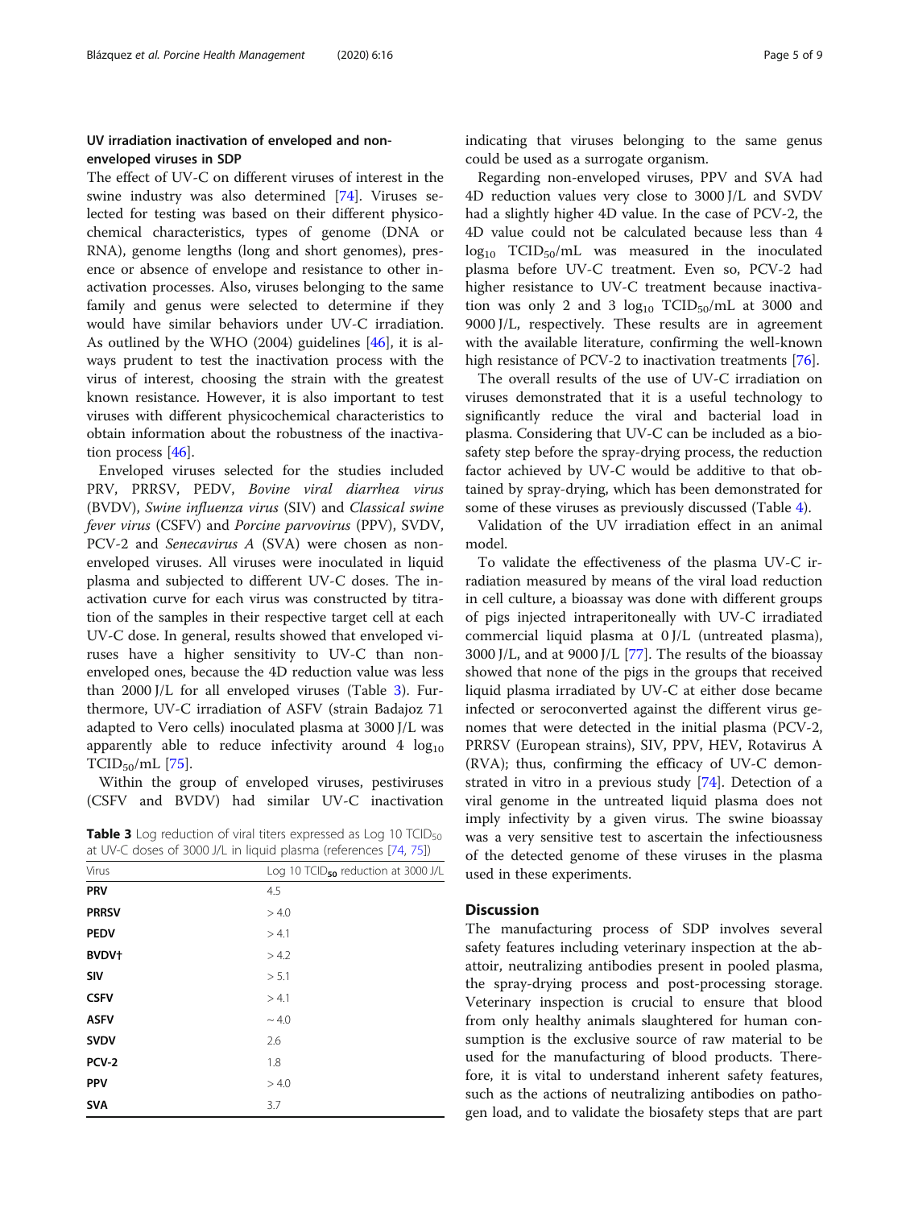### UV irradiation inactivation of enveloped and non-enveloped viruses in SDP

The effect of UV-C on different viruses of interest in the swine industry was also determined [74]. Viruses selected for testing was based on their different physicochemical characteristics, types of genome (DNA or RNA), genome lengths (long and short genomes), presence or absence of envelope and resistance to other inactivation processes. Also, viruses belonging to the same family and genus were selected to determine if they would have similar behaviors under UV-C irradiation. As outlined by the WHO (2004) guidelines [46], it is always prudent to test the inactivation process with the virus of interest, choosing the strain with the greatest known resistance. However, it is also important to test viruses with different physicochemical characteristics to obtain information about the robustness of the inactivation process [46].

Enveloped viruses selected for the studies included PRV, PRRSV, PEDV, *Bovine viral diarrhea virus* (BVDV), *Swine influenza virus* (SIV) and *Classical swine fever virus* (CSFV) and *Porcine parvovirus* (PPV), SVDV, PCV-2 and *Senecavirus A* (SVA) were chosen as non-enveloped viruses. All viruses were inoculated in liquid plasma and subjected to different UV-C doses. The inactivation curve for each virus was constructed by titration of the samples in their respective target cell at each UV-C dose. In general, results showed that enveloped viruses have a higher sensitivity to UV-C than non-enveloped ones, because the 4D reduction value was less than 2000 J/L for all enveloped viruses (Table 3). Furthermore, UV-C irradiation of ASFV (strain Badajoz 71 adapted to Vero cells) inoculated plasma at 3000 J/L was apparently able to reduce infectivity around 4 $\log_{10}$ $TCID_{50}$/mL [75].

Within the group of enveloped viruses, pestiviruses (CSFV and BVDV) had similar UV-C inactivation indicating that viruses belonging to the same genus could be used as a surrogate organism.

**Table 3** Log reduction of viral titers expressed as Log 10 $TCID_{50}$ at UV-C doses of 3000 J/L in liquid plasma (references [74, 75])

| Virus | Log 10 $TCID_{50}$ reduction at 3000 J/L |
|---|---|
| **PRV** | 4.5 |
| **PRRSV** | > 4.0 |
| **PEDV** | > 4.1 |
| **BVDV†** | > 4.2 |
| **SIV** | > 5.1 |
| **CSFV** | > 4.1 |
| **ASFV** | ~ 4.0 |
| **SVDV** | 2.6 |
| **PCV-2** | 1.8 |
| **PPV** | > 4.0 |
| **SVA** | 3.7 |

Regarding non-enveloped viruses, PPV and SVA had 4D reduction values very close to 3000 J/L and SVDV had a slightly higher 4D value. In the case of PCV-2, the 4D value could not be calculated because less than 4 $\log_{10}$ $TCID_{50}$/mL was measured in the inoculated plasma before UV-C treatment. Even so, PCV-2 had higher resistance to UV-C treatment because inactivation was only 2 and 3 $\log_{10}$ $TCID_{50}$/mL at 3000 and 9000 J/L, respectively. These results are in agreement with the available literature, confirming the well-known high resistance of PCV-2 to inactivation treatments [76].

The overall results of the use of UV-C irradiation on viruses demonstrated that it is a useful technology to significantly reduce the viral and bacterial load in plasma. Considering that UV-C can be included as a biosafety step before the spray-drying process, the reduction factor achieved by UV-C would be additive to that obtained by spray-drying, which has been demonstrated for some of these viruses as previously discussed (Table 4).

Validation of the UV irradiation effect in an animal model.

To validate the effectiveness of the plasma UV-C irradiation measured by means of the viral load reduction in cell culture, a bioassay was done with different groups of pigs injected intraperitoneally with UV-C irradiated commercial liquid plasma at 0 J/L (untreated plasma), 3000 J/L, and at 9000 J/L [77]. The results of the bioassay showed that none of the pigs in the groups that received liquid plasma irradiated by UV-C at either dose became infected or seroconverted against the different virus genomes that were detected in the initial plasma (PCV-2, PRRSV (European strains), SIV, PPV, HEV, Rotavirus A (RVA); thus, confirming the efficacy of UV-C demonstrated in vitro in a previous study [74]. Detection of a viral genome in the untreated liquid plasma does not imply infectivity by a given virus. The swine bioassay was a very sensitive test to ascertain the infectiousness of the detected genome of these viruses in the plasma used in these experiments.

## Discussion

The manufacturing process of SDP involves several safety features including veterinary inspection at the abattoir, neutralizing antibodies present in pooled plasma, the spray-drying process and post-processing storage. Veterinary inspection is crucial to ensure that blood from only healthy animals slaughtered for human consumption is the exclusive source of raw material to be used for the manufacturing of blood products. Therefore, it is vital to understand inherent safety features, such as the actions of neutralizing antibodies on pathogen load, and to validate the biosafety steps that are part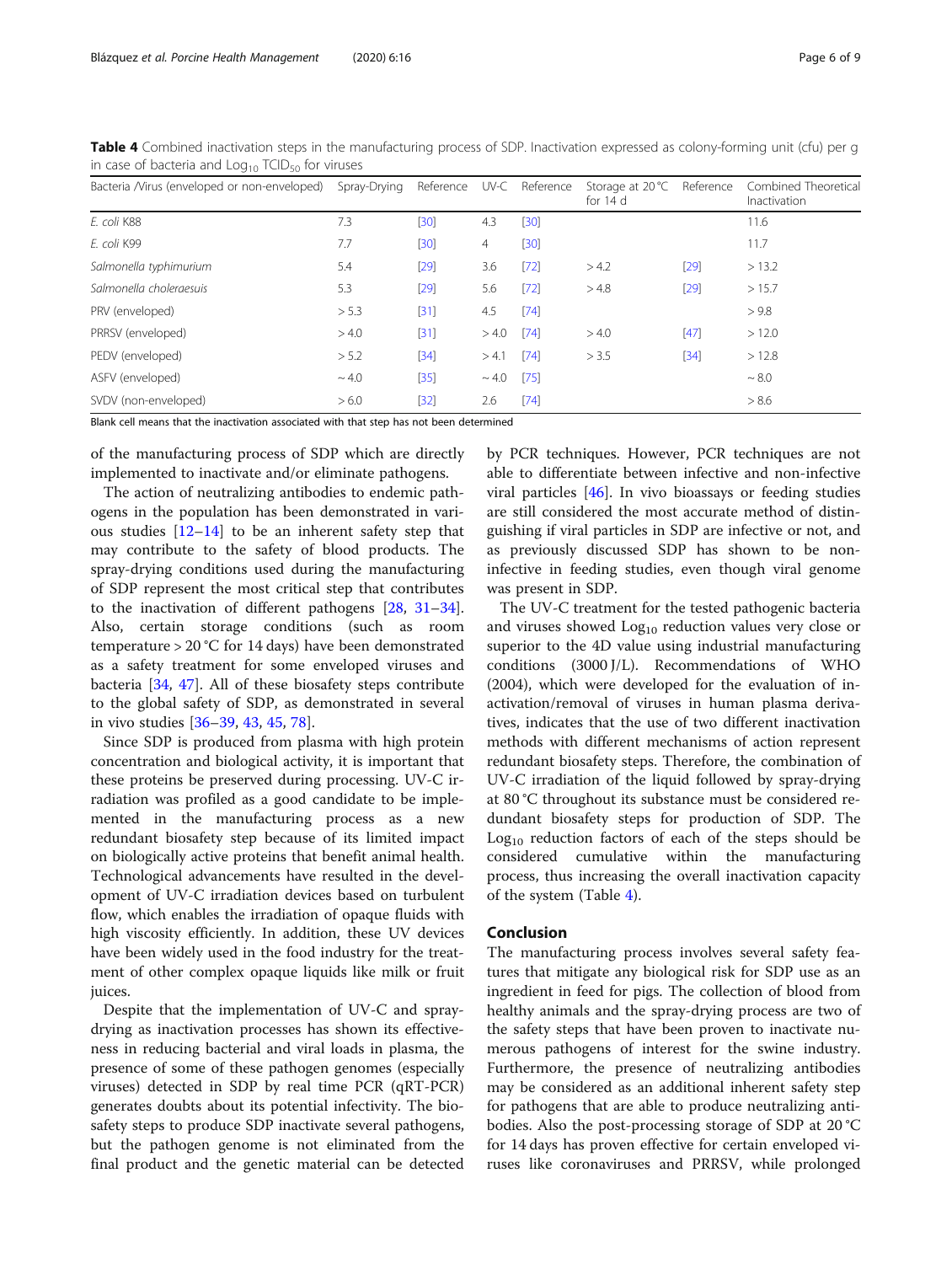**Table 4** Combined inactivation steps in the manufacturing process of SDP. Inactivation expressed as colony-forming unit (cfu) per g in case of bacteria and $Log_{10}$ $TCID_{50}$ for viruses

| Bacteria /Virus (enveloped or non-enveloped) | Spray-Drying | Reference | UV-C | Reference | Storage at 20 °C for 14 d | Reference | Combined Theoretical Inactivation |
|---|---|---|---|---|---|---|---|
| *E. coli* K88 | 7.3 | [30] | 4.3 | [30] | | | 11.6 |
| *E. coli* K99 | 7.7 | [30] | 4 | [30] | | | 11.7 |
| *Salmonella typhimurium* | 5.4 | [29] | 3.6 | [72] | > 4.2 | [29] | > 13.2 |
| *Salmonella choleraesuis* | 5.3 | [29] | 5.6 | [72] | > 4.8 | [29] | > 15.7 |
| PRV (enveloped) | > 5.3 | [31] | 4.5 | [74] | | | > 9.8 |
| PRRSV (enveloped) | > 4.0 | [31] | > 4.0 | [74] | > 4.0 | [47] | > 12.0 |
| PEDV (enveloped) | > 5.2 | [34] | > 4.1 | [74] | > 3.5 | [34] | > 12.8 |
| ASFV (enveloped) | ~ 4.0 | [35] | ~ 4.0 | [75] | | | ~ 8.0 |
| SVDV (non-enveloped) | > 6.0 | [32] | 2.6 | [74] | | | > 8.6 |

Blank cell means that the inactivation associated with that step has not been determined

of the manufacturing process of SDP which are directly implemented to inactivate and/or eliminate pathogens.

The action of neutralizing antibodies to endemic pathogens in the population has been demonstrated in various studies [12–14] to be an inherent safety step that may contribute to the safety of blood products. The spray-drying conditions used during the manufacturing of SDP represent the most critical step that contributes to the inactivation of different pathogens [28, 31–34]. Also, certain storage conditions (such as room temperature > 20 °C for 14 days) have been demonstrated as a safety treatment for some enveloped viruses and bacteria [34, 47]. All of these biosafety steps contribute to the global safety of SDP, as demonstrated in several in vivo studies [36–39, 43, 45, 78].

Since SDP is produced from plasma with high protein concentration and biological activity, it is important that these proteins be preserved during processing. UV-C irradiation was profiled as a good candidate to be implemented in the manufacturing process as a new redundant biosafety step because of its limited impact on biologically active proteins that benefit animal health. Technological advancements have resulted in the development of UV-C irradiation devices based on turbulent flow, which enables the irradiation of opaque fluids with high viscosity efficiently. In addition, these UV devices have been widely used in the food industry for the treatment of other complex opaque liquids like milk or fruit juices.

Despite that the implementation of UV-C and spray-drying as inactivation processes has shown its effectiveness in reducing bacterial and viral loads in plasma, the presence of some of these pathogen genomes (especially viruses) detected in SDP by real time PCR (qRT-PCR) generates doubts about its potential infectivity. The biosafety steps to produce SDP inactivate several pathogens, but the pathogen genome is not eliminated from the final product and the genetic material can be detected by PCR techniques. However, PCR techniques are not able to differentiate between infective and non-infective viral particles [46]. In vivo bioassays or feeding studies are still considered the most accurate method of distinguishing if viral particles in SDP are infective or not, and as previously discussed SDP has shown to be non-infective in feeding studies, even though viral genome was present in SDP.

The UV-C treatment for the tested pathogenic bacteria and viruses showed $Log_{10}$ reduction values very close or superior to the 4D value using industrial manufacturing conditions (3000 J/L). Recommendations of WHO (2004), which were developed for the evaluation of inactivation/removal of viruses in human plasma derivatives, indicates that the use of two different inactivation methods with different mechanisms of action represent redundant biosafety steps. Therefore, the combination of UV-C irradiation of the liquid followed by spray-drying at 80 °C throughout its substance must be considered redundant biosafety steps for production of SDP. The $Log_{10}$ reduction factors of each of the steps should be considered cumulative within the manufacturing process, thus increasing the overall inactivation capacity of the system (Table 4).

## Conclusion

The manufacturing process involves several safety features that mitigate any biological risk for SDP use as an ingredient in feed for pigs. The collection of blood from healthy animals and the spray-drying process are two of the safety steps that have been proven to inactivate numerous pathogens of interest for the swine industry. Furthermore, the presence of neutralizing antibodies may be considered as an additional inherent safety step for pathogens that are able to produce neutralizing antibodies. Also the post-processing storage of SDP at 20 °C for 14 days has proven effective for certain enveloped viruses like coronaviruses and PRRSV, while prolonged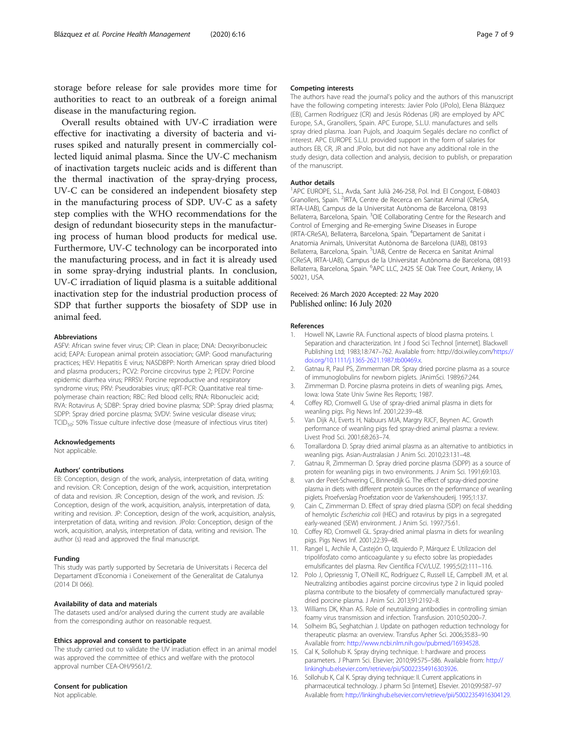storage before release for sale provides more time for authorities to react to an outbreak of a foreign animal disease in the manufacturing region.

Overall results obtained with UV-C irradiation were effective for inactivating a diversity of bacteria and viruses spiked and naturally present in commercially collected liquid animal plasma. Since the UV-C mechanism of inactivation targets nucleic acids and is different than the thermal inactivation of the spray-drying process, UV-C can be considered an independent biosafety step in the manufacturing process of SDP. UV-C as a safety step complies with the WHO recommendations for the design of redundant biosecurity steps in the manufacturing process of human blood products for medical use. Furthermore, UV-C technology can be incorporated into the manufacturing process, and in fact it is already used in some spray-drying industrial plants. In conclusion, UV-C irradiation of liquid plasma is a suitable additional inactivation step for the industrial production process of SDP that further supports the biosafety of SDP use in animal feed.

#### Abbreviations

ASFV: African swine fever virus; CIP: Clean in place; DNA: Deoxyribonucleic acid; EAPA: European animal protein association; GMP: Good manufacturing practices; HEV: Hepatitis E virus; NASDBPP: North American spray dried blood and plasma producers.; PCV2: Porcine circovirus type 2; PEDV: Porcine epidemic diarrhea virus; PRRSV: Porcine reproductive and respiratory syndrome virus; PRV: Pseudorabies virus; qRT-PCR: Quantitative real time-polymerase chain reaction; RBC: Red blood cells; RNA: Ribonucleic acid; RVA: Rotavirus A; SDBP: Spray dried bovine plasma; SDP: Spray dried plasma; SDPP: Spray dried porcine plasma; SVDV: Swine vesicular disease virus; $TCID_{50}$: 50% Tissue culture infective dose (measure of infectious virus titer)

#### Acknowledgements

Not applicable.

#### Authors' contributions

EB: Conception, design of the work, analysis, interpretation of data, writing and revision. CR: Conception, design of the work, acquisition, interpretation of data, writing and revision. JR: Conception, design of the work, and revision. JS: Conception, design of the work, acquisition, analysis, interpretation of data, writing and revision. JP: Conception, design of the work, acquisition, analysis, interpretation of data, writing and revision. JPolo: Conception, design of the work, acquisition, analysis, interpretation of data, writing and revision. The author (s) read and approved the final manuscript.

#### Funding

This study was partly supported by Secretaria de Universitats i Recerca del Departament d'Economia i Coneixement of the Generalitat de Catalunya (2014 DI 066).

#### Availability of data and materials

The datasets used and/or analysed during the current study are available from the corresponding author on reasonable request.

#### Ethics approval and consent to participate

The study carried out to validate the UV irradiation effect in an animal model was approved the committee of ethics and welfare with the protocol approval number CEA-OH/9561/2.

#### Consent for publication

Not applicable.

#### Competing interests

The authors have read the journal's policy and the authors of this manuscript have the following competing interests: Javier Polo (JPolo), Elena Blázquez (EB), Carmen Rodríguez (CR) and Jesús Ródenas (JR) are employed by APC Europe, S.A., Granollers, Spain. APC Europe, S.L.U. manufactures and sells spray dried plasma. Joan Pujols, and Joaquim Segalés declare no conflict of interest. APC EUROPE S.L.U. provided support in the form of salaries for authors EB, CR, JR and JPolo, but did not have any additional role in the study design, data collection and analysis, decision to publish, or preparation of the manuscript.

#### Author details

[1]APC EUROPE, S.L., Avda, Sant Julià 246-258, Pol. Ind. El Congost, E-08403 Granollers, Spain. [2]IRTA, Centre de Recerca en Sanitat Animal (CReSA, IRTA-UAB), Campus de la Universitat Autònoma de Barcelona, 08193 Bellaterra, Barcelona, Spain. [3]OIE Collaborating Centre for the Research and Control of Emerging and Re-emerging Swine Diseases in Europe (IRTA-CReSA), Bellaterra, Barcelona, Spain. [4]Departament de Sanitat i Anatomia Animals, Universitat Autònoma de Barcelona (UAB), 08193 Bellaterra, Barcelona, Spain. [5]UAB, Centre de Recerca en Sanitat Animal (CReSA, IRTA-UAB), Campus de la Universitat Autònoma de Barcelona, 08193 Bellaterra, Barcelona, Spain. [6]APC LLC, 2425 SE Oak Tree Court, Ankeny, IA 50021, USA.

Received: 26 March 2020 Accepted: 22 May 2020
Published online: 16 July 2020

#### References

1. Howell NK, Lawrie RA. Functional aspects of blood plasma proteins. I. Separation and characterization. Int J food Sci Technol [internet]. Blackwell Publishing Ltd; 1983;18:747–762. Available from: http://doi.wiley.com/https://doi.org/10.1111/j.1365-2621.1987.tb00469.x.
2. Gatnau R, Paul PS, Zimmerman DR. Spray dried porcine plasma as a source of immunoglobulins for newborn piglets. JAnimSci. 1989;67:244.
3. Zimmerman D. Porcine plasma proteins in diets of weanling pigs. Ames, Iowa: Iowa State Univ Swine Res Reports; 1987.
4. Coffey RD, Cromwell G. Use of spray-dried animal plasma in diets for weanling pigs. Pig News Inf. 2001;22:39–48.
5. Van Dijk AJ, Everts H, Nabuurs MJA, Margry RJCF, Beynen AC. Growth performance of weanling pigs fed spray-dried animal plasma: a review. Livest Prod Sci. 2001;68:263–74.
6. Torrallardona D. Spray dried animal plasma as an alternative to antibiotics in weanling pigs. Asian-Australasian J Anim Sci. 2010;23:131–48.
7. Gatnau R, Zimmerman D. Spray dried porcine plasma (SDPP) as a source of protein for weanling pigs in two environments. J Anim Sci. 1991;69:103.
8. van der Peet-Schwering C, Binnendijk G. The effect of spray-dried porcine plasma in diets with different protein sources on the performance of weanling piglets. Proefverslag Proefstation voor de Varkenshouderij. 1995;1:137.
9. Cain C, Zimmerman D. Effect of spray dried plasma (SDP) on fecal shedding of hemolytic *Escherichia coli* (HEC) and rotavirus by pigs in a segregated early-weaned (SEW) environment. J Anim Sci. 1997;75:61.
10. Coffey RD, Cromwell GL. Spray-dried animal plasma in diets for weanling pigs. Pigs News Inf. 2001;22:39–48.
11. Rangel L, Archile A, Castejón O, Izquierdo P, Márquez E. Utilizacion del tripolifosfato como anticoagulante y su efecto sobre las propiedades emulsificantes del plasma. Rev Científica FCV/LUZ. 1995;5(2):111–116.
12. Polo J, Opriessnig T, O'Neill KC, Rodríguez C, Russell LE, Campbell JM, et al. Neutralizing antibodies against porcine circovirus type 2 in liquid pooled plasma contribute to the biosafety of commercially manufactured spray-dried porcine plasma. J Anim Sci. 2013;91:2192–8.
13. Williams DK, Khan AS. Role of neutralizing antibodies in controlling simian foamy virus transmission and infection. Transfusion. 2010;50:200–7.
14. Solheim BG, Seghatchian J. Update on pathogen reduction technology for therapeutic plasma: an overview. Transfus Apher Sci. 2006;35:83–90 Available from: http://www.ncbi.nlm.nih.gov/pubmed/16934528.
15. Cal K, Sollohub K. Spray drying technique. I: hardware and process parameters. J Pharm Sci. Elsevier; 2010;99:575–586. Available from: http://linkinghub.elsevier.com/retrieve/pii/S0022354916303926.
16. Sollohub K, Cal K. Spray drying technique: II. Current applications in pharmaceutical technology. J pharm Sci [internet]. Elsevier. 2010;99:587–97 Available from: http://linkinghub.elsevier.com/retrieve/pii/S0022354916304129.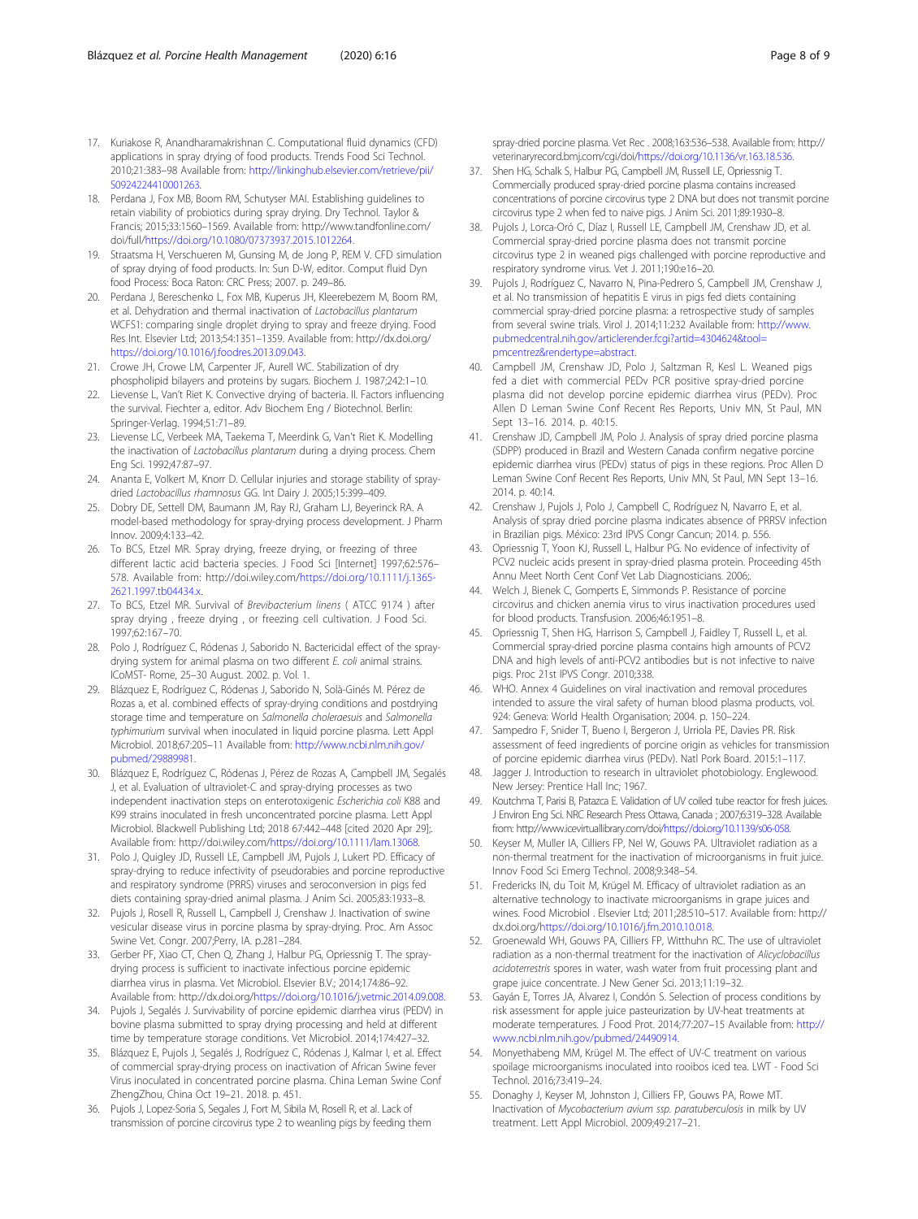17. Kuriakose R, Anandharamakrishnan C. Computational fluid dynamics (CFD) applications in spray drying of food products. Trends Food Sci Technol. 2010;21:383–98 Available from: http://linkinghub.elsevier.com/retrieve/pii/S0924224410001263.
18. Perdana J, Fox MB, Boom RM, Schutyser MAI. Establishing guidelines to retain viability of probiotics during spray drying. Dry Technol. Taylor & Francis; 2015;33:1560–1569. Available from: http://www.tandfonline.com/doi/full/https://doi.org/10.1080/07373937.2015.1012264.
19. Straatsma H, Verschueren M, Gunsing M, de Jong P, REM V. CFD simulation of spray drying of food products. In: Sun D-W, editor. Comput fluid Dyn food Process: Boca Raton: CRC Press; 2007. p. 249–86.
20. Perdana J, Bereschenko L, Fox MB, Kuperus JH, Kleerebezem M, Boom RM, et al. Dehydration and thermal inactivation of *Lactobacillus plantarum* WCFS1: comparing single droplet drying to spray and freeze drying. Food Res Int. Elsevier Ltd; 2013;54:1351–1359. Available from: http://dx.doi.org/https://doi.org/10.1016/j.foodres.2013.09.043.
21. Crowe JH, Crowe LM, Carpenter JF, Aurell WC. Stabilization of dry phospholipid bilayers and proteins by sugars. Biochem J. 1987;242:1–10.
22. Lievense L, Van't Riet K. Convective drying of bacteria. II. Factors influencing the survival. Fiechter a, editor. Adv Biochem Eng / Biotechnol. Berlin: Springer-Verlag. 1994;51:71–89.
23. Lievense LC, Verbeek MA, Taekema T, Meerdink G, Van't Riet K. Modelling the inactivation of *Lactobacillus plantarum* during a drying process. Chem Eng Sci. 1992;47:87–97.
24. Ananta E, Volkert M, Knorr D. Cellular injuries and storage stability of spray-dried *Lactobacillus rhamnosus* GG. Int Dairy J. 2005;15:399–409.
25. Dobry DE, Settell DM, Baumann JM, Ray RJ, Graham LJ, Beyerinck RA. A model-based methodology for spray-drying process development. J Pharm Innov. 2009;4:133–42.
26. To BCS, Etzel MR. Spray drying, freeze drying, or freezing of three different lactic acid bacteria species. J Food Sci [Internet] 1997;62:576–578. Available from: http://doi.wiley.com/https://doi.org/10.1111/j.1365-2621.1997.tb04434.x.
27. To BCS, Etzel MR. Survival of *Brevibacterium linens* ( ATCC 9174 ) after spray drying , freeze drying , or freezing cell cultivation. J Food Sci. 1997;62:167–70.
28. Polo J, Rodríguez C, Ródenas J, Saborido N. Bactericidal effect of the spray-drying system for animal plasma on two different *E. coli* animal strains. ICoMST- Rome, 25–30 August. 2002. p. Vol. 1.
29. Blázquez E, Rodríguez C, Ródenas J, Saborido N, Solà-Ginés M. Pérez de Rozas a, et al. combined effects of spray-drying conditions and postdrying storage time and temperature on *Salmonella choleraesuis* and *Salmonella typhimurium* survival when inoculated in liquid porcine plasma. Lett Appl Microbiol. 2018;67:205–11 Available from: http://www.ncbi.nlm.nih.gov/pubmed/29889981.
30. Blázquez E, Rodríguez C, Ródenas J, Pérez de Rozas A, Campbell JM, Segalés J, et al. Evaluation of ultraviolet-C and spray-drying processes as two independent inactivation steps on enterotoxigenic *Escherichia coli* K88 and K99 strains inoculated in fresh unconcentrated porcine plasma. Lett Appl Microbiol. Blackwell Publishing Ltd; 2018 67:442–448 [cited 2020 Apr 29];. Available from: http://doi.wiley.com/https://doi.org/10.1111/lam.13068.
31. Polo J, Quigley JD, Russell LE, Campbell JM, Pujols J, Lukert PD. Efficacy of spray-drying to reduce infectivity of pseudorabies and porcine reproductive and respiratory syndrome (PRRS) viruses and seroconversion in pigs fed diets containing spray-dried animal plasma. J Anim Sci. 2005;83:1933–8.
32. Pujols J, Rosell R, Russell L, Campbell J, Crenshaw J. Inactivation of swine vesicular disease virus in porcine plasma by spray-drying. Proc. Am Assoc Swine Vet. Congr. 2007;Perry, IA. p.281–284.
33. Gerber PF, Xiao CT, Chen Q, Zhang J, Halbur PG, Opriessnig T. The spray-drying process is sufficient to inactivate infectious porcine epidemic diarrhea virus in plasma. Vet Microbiol. Elsevier B.V.; 2014;174:86–92. Available from: http://dx.doi.org/https://doi.org/10.1016/j.vetmic.2014.09.008.
34. Pujols J, Segalés J. Survivability of porcine epidemic diarrhea virus (PEDV) in bovine plasma submitted to spray drying processing and held at different time by temperature storage conditions. Vet Microbiol. 2014;174:427–32.
35. Blázquez E, Pujols J, Segalés J, Rodríguez C, Ródenas J, Kalmar I, et al. Effect of commercial spray-drying process on inactivation of African Swine fever Virus inoculated in concentrated porcine plasma. China Leman Swine Conf ZhengZhou, China Oct 19–21. 2018. p. 451.
36. Pujols J, Lopez-Soria S, Segales J, Fort M, Sibila M, Rosell R, et al. Lack of transmission of porcine circovirus type 2 to weanling pigs by feeding them spray-dried porcine plasma. Vet Rec . 2008;163:536–538. Available from: http://veterinaryrecord.bmj.com/cgi/doi/https://doi.org/10.1136/vr.163.18.536.
37. Shen HG, Schalk S, Halbur PG, Campbell JM, Russell LE, Opriessnig T. Commercially produced spray-dried porcine plasma contains increased concentrations of porcine circovirus type 2 DNA but does not transmit porcine circovirus type 2 when fed to naive pigs. J Anim Sci. 2011;89:1930–8.
38. Pujols J, Lorca-Oró C, Díaz I, Russell LE, Campbell JM, Crenshaw JD, et al. Commercial spray-dried porcine plasma does not transmit porcine circovirus type 2 in weaned pigs challenged with porcine reproductive and respiratory syndrome virus. Vet J. 2011;190:e16–20.
39. Pujols J, Rodríguez C, Navarro N, Pina-Pedrero S, Campbell JM, Crenshaw J, et al. No transmission of hepatitis E virus in pigs fed diets containing commercial spray-dried porcine plasma: a retrospective study of samples from several swine trials. Virol J. 2014;11:232 Available from: http://www.pubmedcentral.nih.gov/articlerender.fcgi?artid=4304624&tool=pmcentrez&rendertype=abstract.
40. Campbell JM, Crenshaw JD, Polo J, Saltzman R, Kesl L. Weaned pigs fed a diet with commercial PEDv PCR positive spray-dried porcine plasma did not develop porcine epidemic diarrhea virus (PEDv). Proc Allen D Leman Swine Conf Recent Res Reports, Univ MN, St Paul, MN Sept 13–16. 2014. p. 40:15.
41. Crenshaw JD, Campbell JM, Polo J. Analysis of spray dried porcine plasma (SDPP) produced in Brazil and Western Canada confirm negative porcine epidemic diarrhea virus (PEDv) status of pigs in these regions. Proc Allen D Leman Swine Conf Recent Res Reports, Univ MN, St Paul, MN Sept 13–16. 2014. p. 40:14.
42. Crenshaw J, Pujols J, Polo J, Campbell C, Rodríguez N, Navarro E, et al. Analysis of spray dried porcine plasma indicates absence of PRRSV infection in Brazilian pigs. México: 23rd IPVS Congr Cancun; 2014. p. 556.
43. Opriessnig T, Yoon KJ, Russell L, Halbur PG. No evidence of infectivity of PCV2 nucleic acids present in spray-dried plasma protein. Proceeding 45th Annu Meet North Cent Conf Vet Lab Diagnosticians. 2006;.
44. Welch J, Bienek C, Gomperts E, Simmonds P. Resistance of porcine circovirus and chicken anemia virus to virus inactivation procedures used for blood products. Transfusion. 2006;46:1951–8.
45. Opriessnig T, Shen HG, Harrison S, Campbell J, Faidley T, Russell L, et al. Commercial spray-dried porcine plasma contains high amounts of PCV2 DNA and high levels of anti-PCV2 antibodies but is not infective to naive pigs. Proc 21st IPVS Congr. 2010;338.
46. WHO. Annex 4 Guidelines on viral inactivation and removal procedures intended to assure the viral safety of human blood plasma products, vol. 924: Geneva: World Health Organisation; 2004. p. 150–224.
47. Sampedro F, Snider T, Bueno I, Bergeron J, Urriola PE, Davies PR. Risk assessment of feed ingredients of porcine origin as vehicles for transmission of porcine epidemic diarrhea virus (PEDv). Natl Pork Board. 2015:1–117.
48. Jagger J. Introduction to research in ultraviolet photobiology. Englewood. New Jersey: Prentice Hall Inc; 1967.
49. Koutchma T, Parisi B, Patazca E. Validation of UV coiled tube reactor for fresh juices. J Environ Eng Sci. NRC Research Press Ottawa, Canada ; 2007;6:319–328. Available from: http://www.icevirtuallibrary.com/doi/https://doi.org/10.1139/s06-058.
50. Keyser M, Muller IA, Cilliers FP, Nel W, Gouws PA. Ultraviolet radiation as a non-thermal treatment for the inactivation of microorganisms in fruit juice. Innov Food Sci Emerg Technol. 2008;9:348–54.
51. Fredericks IN, du Toit M, Krügel M. Efficacy of ultraviolet radiation as an alternative technology to inactivate microorganisms in grape juices and wines. Food Microbiol . Elsevier Ltd; 2011;28:510–517. Available from: http://dx.doi.org/https://doi.org/10.1016/j.fm.2010.10.018.
52. Groenewald WH, Gouws PA, Cilliers FP, Witthuhn RC. The use of ultraviolet radiation as a non-thermal treatment for the inactivation of *Alicyclobacillus acidoterrestris* spores in water, wash water from fruit processing plant and grape juice concentrate. J New Gener Sci. 2013;11:19–32.
53. Gayán E, Torres JA, Alvarez I, Condón S. Selection of process conditions by risk assessment for apple juice pasteurization by UV-heat treatments at moderate temperatures. J Food Prot. 2014;77:207–15 Available from: http://www.ncbi.nlm.nih.gov/pubmed/24490914.
54. Monyethabeng MM, Krügel M. The effect of UV-C treatment on various spoilage microorganisms inoculated into rooibos iced tea. LWT - Food Sci Technol. 2016;73:419–24.
55. Donaghy J, Keyser M, Johnston J, Cilliers FP, Gouws PA, Rowe MT. Inactivation of *Mycobacterium avium ssp. paratuberculosis* in milk by UV treatment. Lett Appl Microbiol. 2009;49:217–21.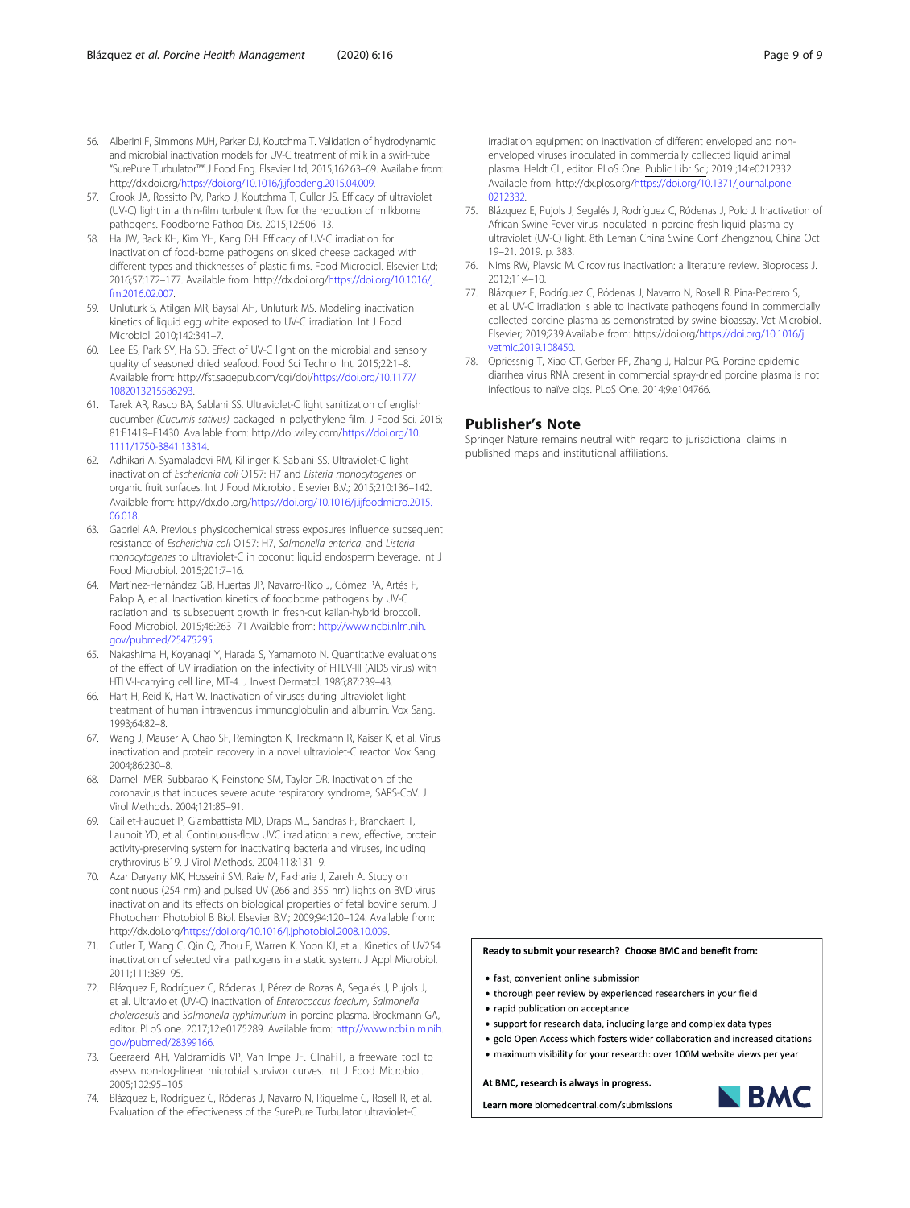56. Alberini F, Simmons MJH, Parker DJ, Koutchma T. Validation of hydrodynamic and microbial inactivation models for UV-C treatment of milk in a swirl-tube "SurePure Turbulator™".J Food Eng. Elsevier Ltd; 2015;162:63–69. Available from: http://dx.doi.org/https://doi.org/10.1016/j.jfoodeng.2015.04.009.
57. Crook JA, Rossitto PV, Parko J, Koutchma T, Cullor JS. Efficacy of ultraviolet (UV-C) light in a thin-film turbulent flow for the reduction of milkborne pathogens. Foodborne Pathog Dis. 2015;12:506–13.
58. Ha JW, Back KH, Kim YH, Kang DH. Efficacy of UV-C irradiation for inactivation of food-borne pathogens on sliced cheese packaged with different types and thicknesses of plastic films. Food Microbiol. Elsevier Ltd; 2016;57:172–177. Available from: http://dx.doi.org/https://doi.org/10.1016/j.fm.2016.02.007.
59. Unluturk S, Atilgan MR, Baysal AH, Unluturk MS. Modeling inactivation kinetics of liquid egg white exposed to UV-C irradiation. Int J Food Microbiol. 2010;142:341–7.
60. Lee ES, Park SY, Ha SD. Effect of UV-C light on the microbial and sensory quality of seasoned dried seafood. Food Sci Technol Int. 2015;22:1–8. Available from: http://fst.sagepub.com/cgi/doi/https://doi.org/10.1177/1082013215586293.
61. Tarek AR, Rasco BA, Sablani SS. Ultraviolet-C light sanitization of english cucumber *(Cucumis sativus)* packaged in polyethylene film. J Food Sci. 2016; 81:E1419–E1430. Available from: http://doi.wiley.com/https://doi.org/10.1111/1750-3841.13314.
62. Adhikari A, Syamaladevi RM, Killinger K, Sablani SS. Ultraviolet-C light inactivation of *Escherichia coli* O157: H7 and *Listeria monocytogenes* on organic fruit surfaces. Int J Food Microbiol. Elsevier B.V.; 2015;210:136–142. Available from: http://dx.doi.org/https://doi.org/10.1016/j.ijfoodmicro.2015.06.018.
63. Gabriel AA. Previous physicochemical stress exposures influence subsequent resistance of *Escherichia coli* O157: H7, *Salmonella enterica*, and *Listeria monocytogenes* to ultraviolet-C in coconut liquid endosperm beverage. Int J Food Microbiol. 2015;201:7–16.
64. Martínez-Hernández GB, Huertas JP, Navarro-Rico J, Gómez PA, Artés F, Palop A, et al. Inactivation kinetics of foodborne pathogens by UV-C radiation and its subsequent growth in fresh-cut kailan-hybrid broccoli. Food Microbiol. 2015;46:263–71 Available from: http://www.ncbi.nlm.nih.gov/pubmed/25475295.
65. Nakashima H, Koyanagi Y, Harada S, Yamamoto N. Quantitative evaluations of the effect of UV irradiation on the infectivity of HTLV-III (AIDS virus) with HTLV-I-carrying cell line, MT-4. J Invest Dermatol. 1986;87:239–43.
66. Hart H, Reid K, Hart W. Inactivation of viruses during ultraviolet light treatment of human intravenous immunoglobulin and albumin. Vox Sang. 1993;64:82–8.
67. Wang J, Mauser A, Chao SF, Remington K, Treckmann R, Kaiser K, et al. Virus inactivation and protein recovery in a novel ultraviolet-C reactor. Vox Sang. 2004;86:230–8.
68. Darnell MER, Subbarao K, Feinstone SM, Taylor DR. Inactivation of the coronavirus that induces severe acute respiratory syndrome, SARS-CoV. J Virol Methods. 2004;121:85–91.
69. Caillet-Fauquet P, Giambattista MD, Draps ML, Sandras F, Branckaert T, Launoit YD, et al. Continuous-flow UVC irradiation: a new, effective, protein activity-preserving system for inactivating bacteria and viruses, including erythrovirus B19. J Virol Methods. 2004;118:131–9.
70. Azar Daryany MK, Hosseini SM, Raie M, Fakharie J, Zareh A. Study on continuous (254 nm) and pulsed UV (266 and 355 nm) lights on BVD virus inactivation and its effects on biological properties of fetal bovine serum. J Photochem Photobiol B Biol. Elsevier B.V.; 2009;94:120–124. Available from: http://dx.doi.org/https://doi.org/10.1016/j.jphotobiol.2008.10.009.
71. Cutler T, Wang C, Qin Q, Zhou F, Warren K, Yoon KJ, et al. Kinetics of UV254 inactivation of selected viral pathogens in a static system. J Appl Microbiol. 2011;111:389–95.
72. Blázquez E, Rodríguez C, Ródenas J, Pérez de Rozas A, Segalés J, Pujols J, et al. Ultraviolet (UV-C) inactivation of *Enterococcus faecium*, *Salmonella choleraesuis* and *Salmonella typhimurium* in porcine plasma. Brockmann GA, editor. PLoS one. 2017;12:e0175289. Available from: http://www.ncbi.nlm.nih.gov/pubmed/28399166.
73. Geeraerd AH, Valdramidis VP, Van Impe JF. GInaFiT, a freeware tool to assess non-log-linear microbial survivor curves. Int J Food Microbiol. 2005;102:95–105.
74. Blázquez E, Rodríguez C, Ródenas J, Navarro N, Riquelme C, Rosell R, et al. Evaluation of the effectiveness of the SurePure Turbulator ultraviolet-C irradiation equipment on inactivation of different enveloped and non-enveloped viruses inoculated in commercially collected liquid animal plasma. Heldt CL, editor. PLoS One. Public Libr Sci; 2019 ;14:e0212332. Available from: http://dx.plos.org/https://doi.org/10.1371/journal.pone.0212332.
75. Blázquez E, Pujols J, Segalés J, Rodríguez C, Ródenas J, Polo J. Inactivation of African Swine Fever virus inoculated in porcine fresh liquid plasma by ultraviolet (UV-C) light. 8th Leman China Swine Conf Zhengzhou, China Oct 19–21. 2019. p. 383.
76. Nims RW, Plavsic M. Circovirus inactivation: a literature review. Bioprocess J. 2012;11:4–10.
77. Blázquez E, Rodríguez C, Ródenas J, Navarro N, Rosell R, Pina-Pedrero S, et al. UV-C irradiation is able to inactivate pathogens found in commercially collected porcine plasma as demonstrated by swine bioassay. Vet Microbiol. Elsevier; 2019;239:Available from: https://doi.org/https://doi.org/10.1016/j.vetmic.2019.108450.
78. Opriessnig T, Xiao CT, Gerber PF, Zhang J, Halbur PG. Porcine epidemic diarrhea virus RNA present in commercial spray-dried porcine plasma is not infectious to naïve pigs. PLoS One. 2014;9:e104766.

## Publisher's Note

Springer Nature remains neutral with regard to jurisdictional claims in published maps and institutional affiliations.

**Ready to submit your research? Choose BMC and benefit from:**

- fast, convenient online submission
- thorough peer review by experienced researchers in your field
- rapid publication on acceptance
- support for research data, including large and complex data types
- gold Open Access which fosters wider collaboration and increased citations
- maximum visibility for your research: over 100M website views per year

**At BMC, research is always in progress.**

**Learn more** biomedcentral.com/submissions

BMC